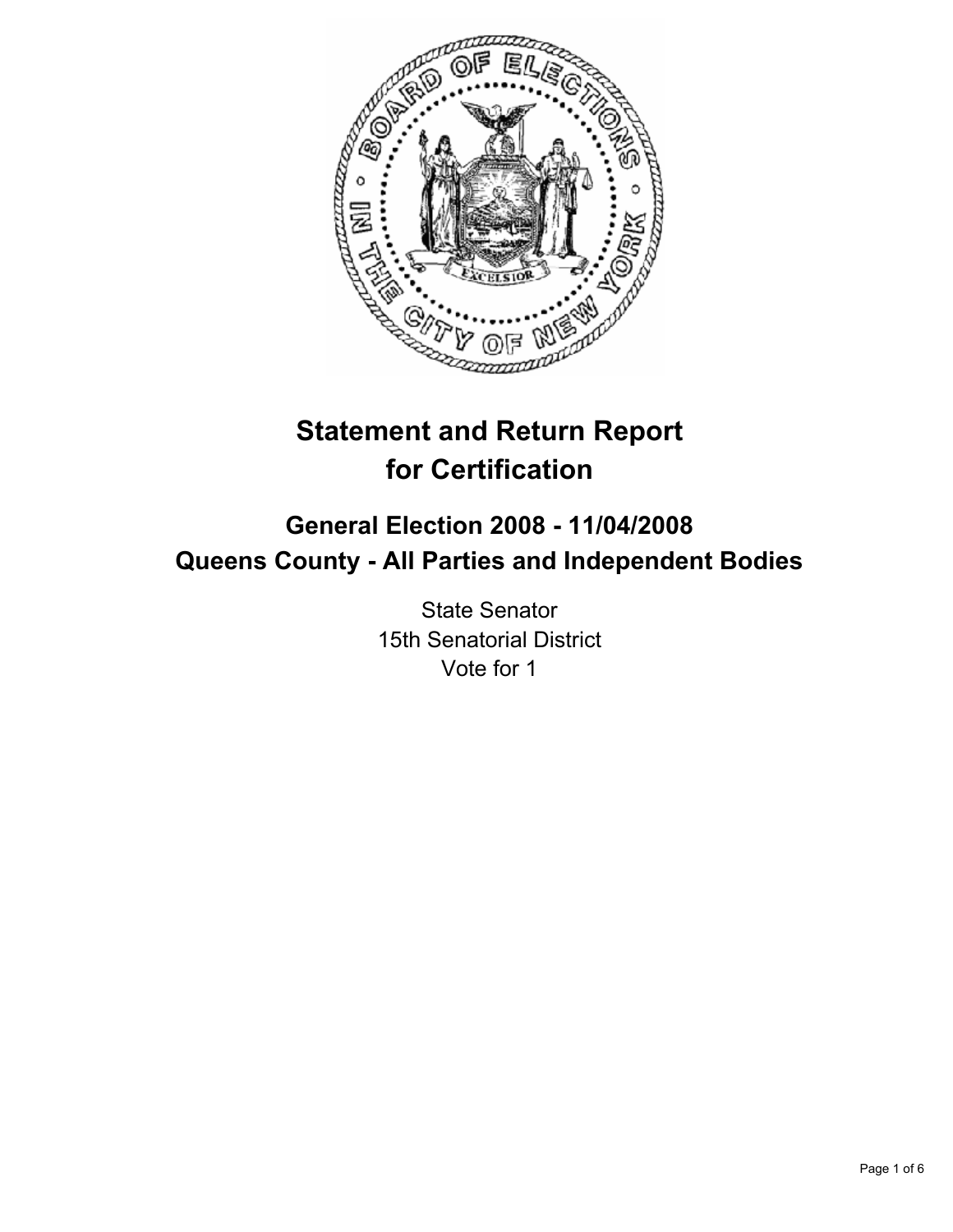# Statement and Return Report for Certification

## General Election 2008 - 11/04/2008
## Queens County - All Parties and Independent Bodies

State Senator
15th Senatorial District
Vote for 1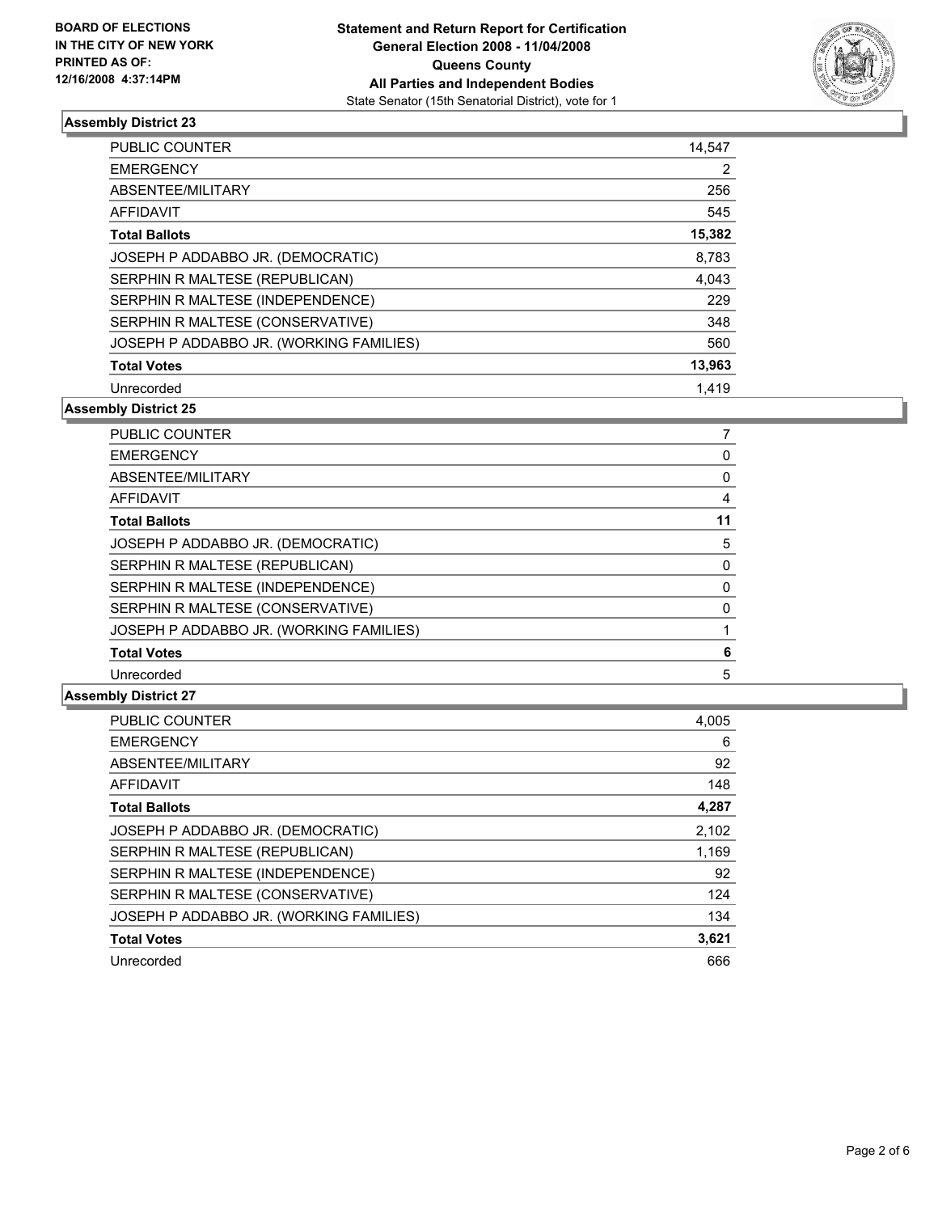**BOARD OF ELECTIONS IN THE CITY OF NEW YORK PRINTED AS OF: 12/16/2008 4:37:14PM**

**Statement and Return Report for Certification General Election 2008 - 11/04/2008 Queens County All Parties and Independent Bodies**
State Senator (15th Senatorial District), vote for 1

### Assembly District 23

| | |
|---|---|
| PUBLIC COUNTER | 14,547 |
| EMERGENCY | 2 |
| ABSENTEE/MILITARY | 256 |
| AFFIDAVIT | 545 |
| **Total Ballots** | **15,382** |
| JOSEPH P ADDABBO JR. (DEMOCRATIC) | 8,783 |
| SERPHIN R MALTESE (REPUBLICAN) | 4,043 |
| SERPHIN R MALTESE (INDEPENDENCE) | 229 |
| SERPHIN R MALTESE (CONSERVATIVE) | 348 |
| JOSEPH P ADDABBO JR. (WORKING FAMILIES) | 560 |
| **Total Votes** | **13,963** |
| Unrecorded | 1,419 |

### Assembly District 25

| | |
|---|---|
| PUBLIC COUNTER | 7 |
| EMERGENCY | 0 |
| ABSENTEE/MILITARY | 0 |
| AFFIDAVIT | 4 |
| **Total Ballots** | **11** |
| JOSEPH P ADDABBO JR. (DEMOCRATIC) | 5 |
| SERPHIN R MALTESE (REPUBLICAN) | 0 |
| SERPHIN R MALTESE (INDEPENDENCE) | 0 |
| SERPHIN R MALTESE (CONSERVATIVE) | 0 |
| JOSEPH P ADDABBO JR. (WORKING FAMILIES) | 1 |
| **Total Votes** | **6** |
| Unrecorded | 5 |

### Assembly District 27

| | |
|---|---|
| PUBLIC COUNTER | 4,005 |
| EMERGENCY | 6 |
| ABSENTEE/MILITARY | 92 |
| AFFIDAVIT | 148 |
| **Total Ballots** | **4,287** |
| JOSEPH P ADDABBO JR. (DEMOCRATIC) | 2,102 |
| SERPHIN R MALTESE (REPUBLICAN) | 1,169 |
| SERPHIN R MALTESE (INDEPENDENCE) | 92 |
| SERPHIN R MALTESE (CONSERVATIVE) | 124 |
| JOSEPH P ADDABBO JR. (WORKING FAMILIES) | 134 |
| **Total Votes** | **3,621** |
| Unrecorded | 666 |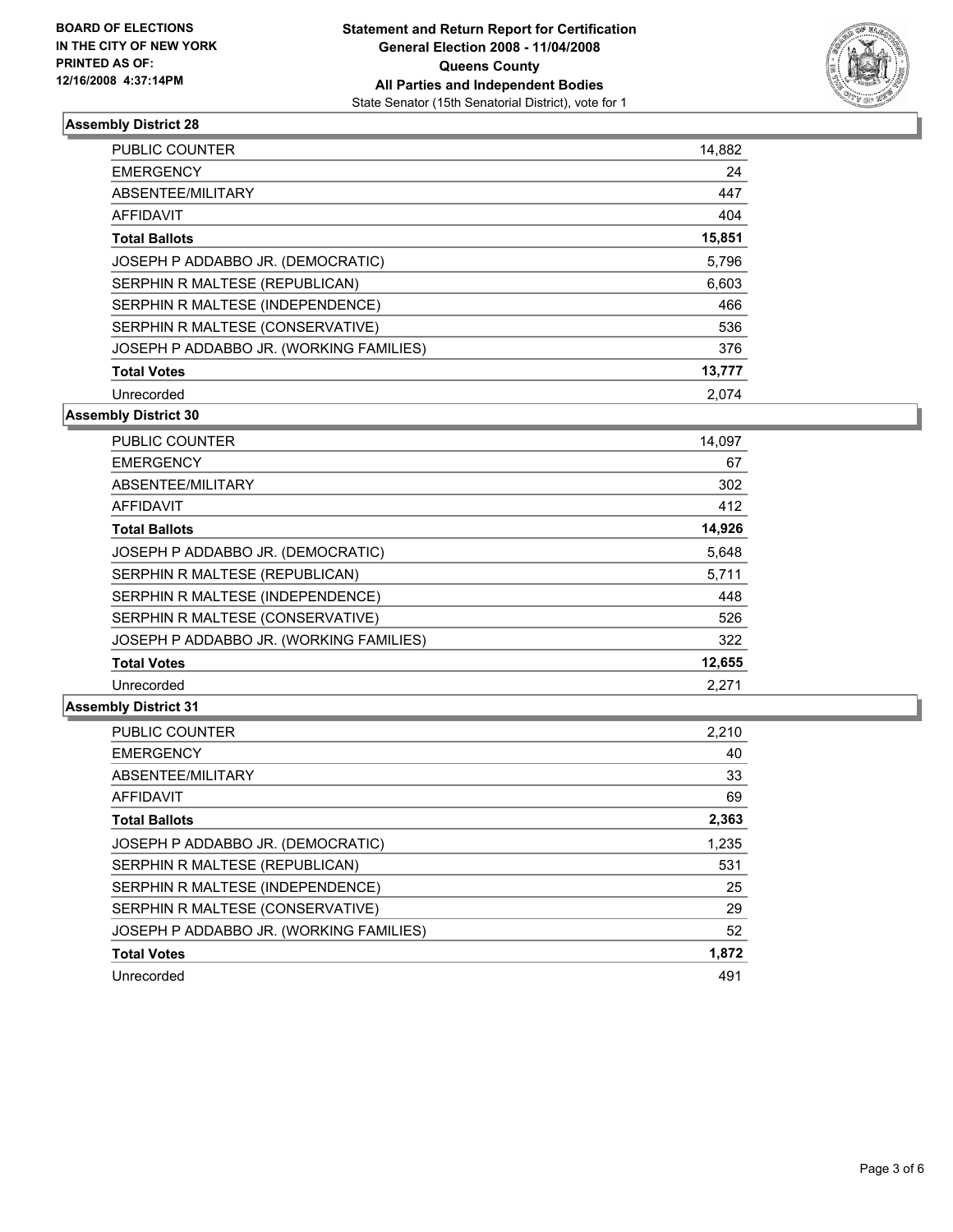**BOARD OF ELECTIONS IN THE CITY OF NEW YORK PRINTED AS OF: 12/16/2008 4:37:14PM**

# Statement and Return Report for Certification General Election 2008 - 11/04/2008 Queens County All Parties and Independent Bodies

State Senator (15th Senatorial District), vote for 1

## Assembly District 28

| | |
|---|---|
| PUBLIC COUNTER | 14,882 |
| EMERGENCY | 24 |
| ABSENTEE/MILITARY | 447 |
| AFFIDAVIT | 404 |
| **Total Ballots** | **15,851** |
| JOSEPH P ADDABBO JR. (DEMOCRATIC) | 5,796 |
| SERPHIN R MALTESE (REPUBLICAN) | 6,603 |
| SERPHIN R MALTESE (INDEPENDENCE) | 466 |
| SERPHIN R MALTESE (CONSERVATIVE) | 536 |
| JOSEPH P ADDABBO JR. (WORKING FAMILIES) | 376 |
| **Total Votes** | **13,777** |
| Unrecorded | 2,074 |

## Assembly District 30

| | |
|---|---|
| PUBLIC COUNTER | 14,097 |
| EMERGENCY | 67 |
| ABSENTEE/MILITARY | 302 |
| AFFIDAVIT | 412 |
| **Total Ballots** | **14,926** |
| JOSEPH P ADDABBO JR. (DEMOCRATIC) | 5,648 |
| SERPHIN R MALTESE (REPUBLICAN) | 5,711 |
| SERPHIN R MALTESE (INDEPENDENCE) | 448 |
| SERPHIN R MALTESE (CONSERVATIVE) | 526 |
| JOSEPH P ADDABBO JR. (WORKING FAMILIES) | 322 |
| **Total Votes** | **12,655** |
| Unrecorded | 2,271 |

## Assembly District 31

| | |
|---|---|
| PUBLIC COUNTER | 2,210 |
| EMERGENCY | 40 |
| ABSENTEE/MILITARY | 33 |
| AFFIDAVIT | 69 |
| **Total Ballots** | **2,363** |
| JOSEPH P ADDABBO JR. (DEMOCRATIC) | 1,235 |
| SERPHIN R MALTESE (REPUBLICAN) | 531 |
| SERPHIN R MALTESE (INDEPENDENCE) | 25 |
| SERPHIN R MALTESE (CONSERVATIVE) | 29 |
| JOSEPH P ADDABBO JR. (WORKING FAMILIES) | 52 |
| **Total Votes** | **1,872** |
| Unrecorded | 491 |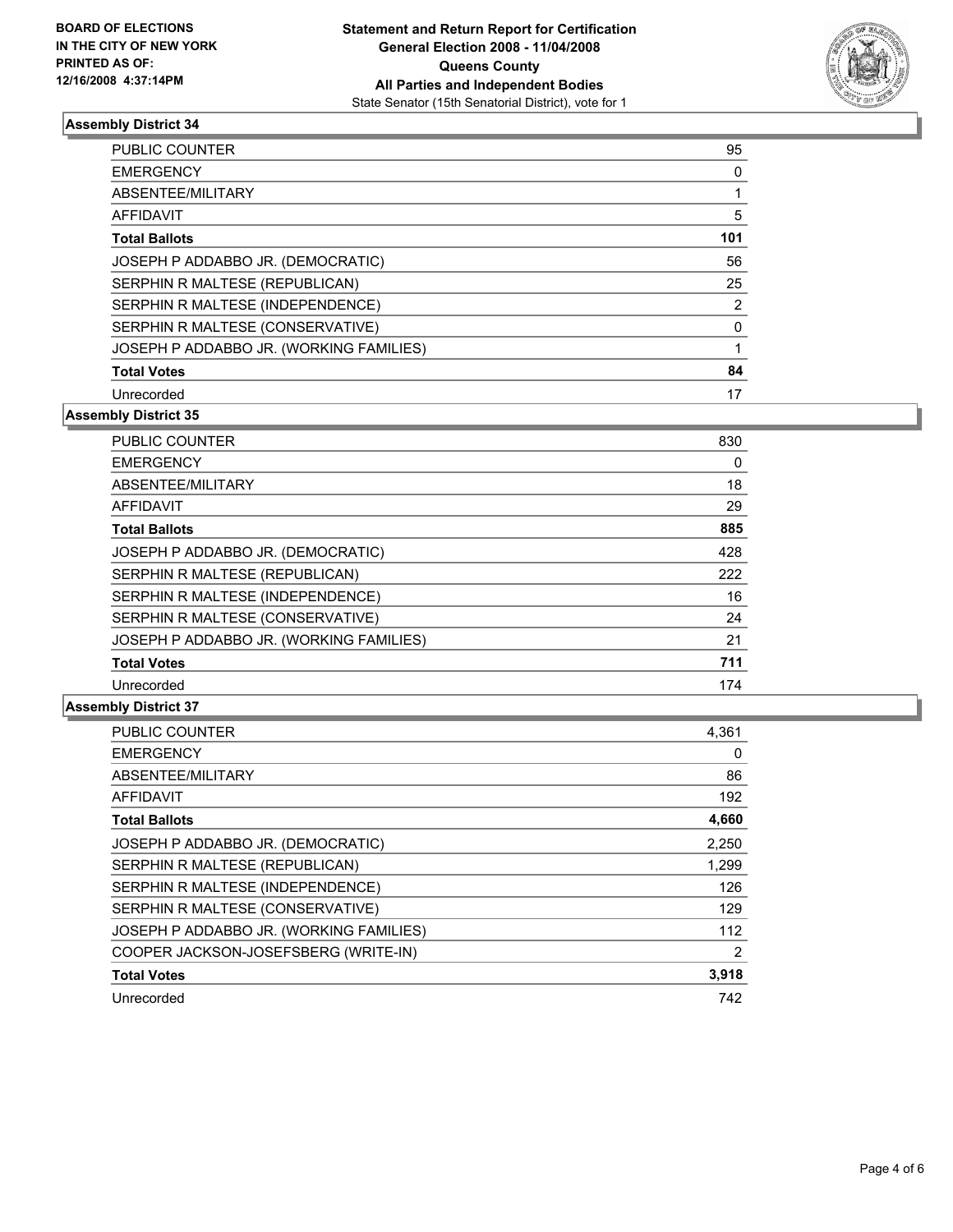**BOARD OF ELECTIONS IN THE CITY OF NEW YORK PRINTED AS OF: 12/16/2008 4:37:14PM**

**Statement and Return Report for Certification General Election 2008 - 11/04/2008 Queens County All Parties and Independent Bodies**
State Senator (15th Senatorial District), vote for 1

## Assembly District 34

| | |
|---|---|
| PUBLIC COUNTER | 95 |
| EMERGENCY | 0 |
| ABSENTEE/MILITARY | 1 |
| AFFIDAVIT | 5 |
| **Total Ballots** | **101** |
| JOSEPH P ADDABBO JR. (DEMOCRATIC) | 56 |
| SERPHIN R MALTESE (REPUBLICAN) | 25 |
| SERPHIN R MALTESE (INDEPENDENCE) | 2 |
| SERPHIN R MALTESE (CONSERVATIVE) | 0 |
| JOSEPH P ADDABBO JR. (WORKING FAMILIES) | 1 |
| **Total Votes** | **84** |
| Unrecorded | 17 |

## Assembly District 35

| | |
|---|---|
| PUBLIC COUNTER | 830 |
| EMERGENCY | 0 |
| ABSENTEE/MILITARY | 18 |
| AFFIDAVIT | 29 |
| **Total Ballots** | **885** |
| JOSEPH P ADDABBO JR. (DEMOCRATIC) | 428 |
| SERPHIN R MALTESE (REPUBLICAN) | 222 |
| SERPHIN R MALTESE (INDEPENDENCE) | 16 |
| SERPHIN R MALTESE (CONSERVATIVE) | 24 |
| JOSEPH P ADDABBO JR. (WORKING FAMILIES) | 21 |
| **Total Votes** | **711** |
| Unrecorded | 174 |

## Assembly District 37

| | |
|---|---|
| PUBLIC COUNTER | 4,361 |
| EMERGENCY | 0 |
| ABSENTEE/MILITARY | 86 |
| AFFIDAVIT | 192 |
| **Total Ballots** | **4,660** |
| JOSEPH P ADDABBO JR. (DEMOCRATIC) | 2,250 |
| SERPHIN R MALTESE (REPUBLICAN) | 1,299 |
| SERPHIN R MALTESE (INDEPENDENCE) | 126 |
| SERPHIN R MALTESE (CONSERVATIVE) | 129 |
| JOSEPH P ADDABBO JR. (WORKING FAMILIES) | 112 |
| COOPER JACKSON-JOSEFSBERG (WRITE-IN) | 2 |
| **Total Votes** | **3,918** |
| Unrecorded | 742 |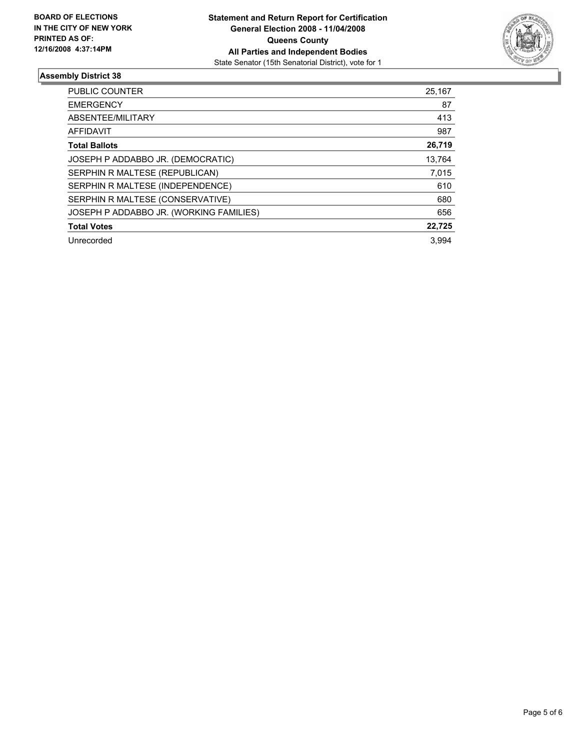**BOARD OF ELECTIONS IN THE CITY OF NEW YORK PRINTED AS OF: 12/16/2008 4:37:14PM**

**Statement and Return Report for Certification**
**General Election 2008 - 11/04/2008**
**Queens County**
**All Parties and Independent Bodies**
State Senator (15th Senatorial District), vote for 1

## Assembly District 38

| | |
|---|---|
| PUBLIC COUNTER | 25,167 |
| EMERGENCY | 87 |
| ABSENTEE/MILITARY | 413 |
| AFFIDAVIT | 987 |
| **Total Ballots** | **26,719** |
| JOSEPH P ADDABBO JR. (DEMOCRATIC) | 13,764 |
| SERPHIN R MALTESE (REPUBLICAN) | 7,015 |
| SERPHIN R MALTESE (INDEPENDENCE) | 610 |
| SERPHIN R MALTESE (CONSERVATIVE) | 680 |
| JOSEPH P ADDABBO JR. (WORKING FAMILIES) | 656 |
| **Total Votes** | **22,725** |
| Unrecorded | 3,994 |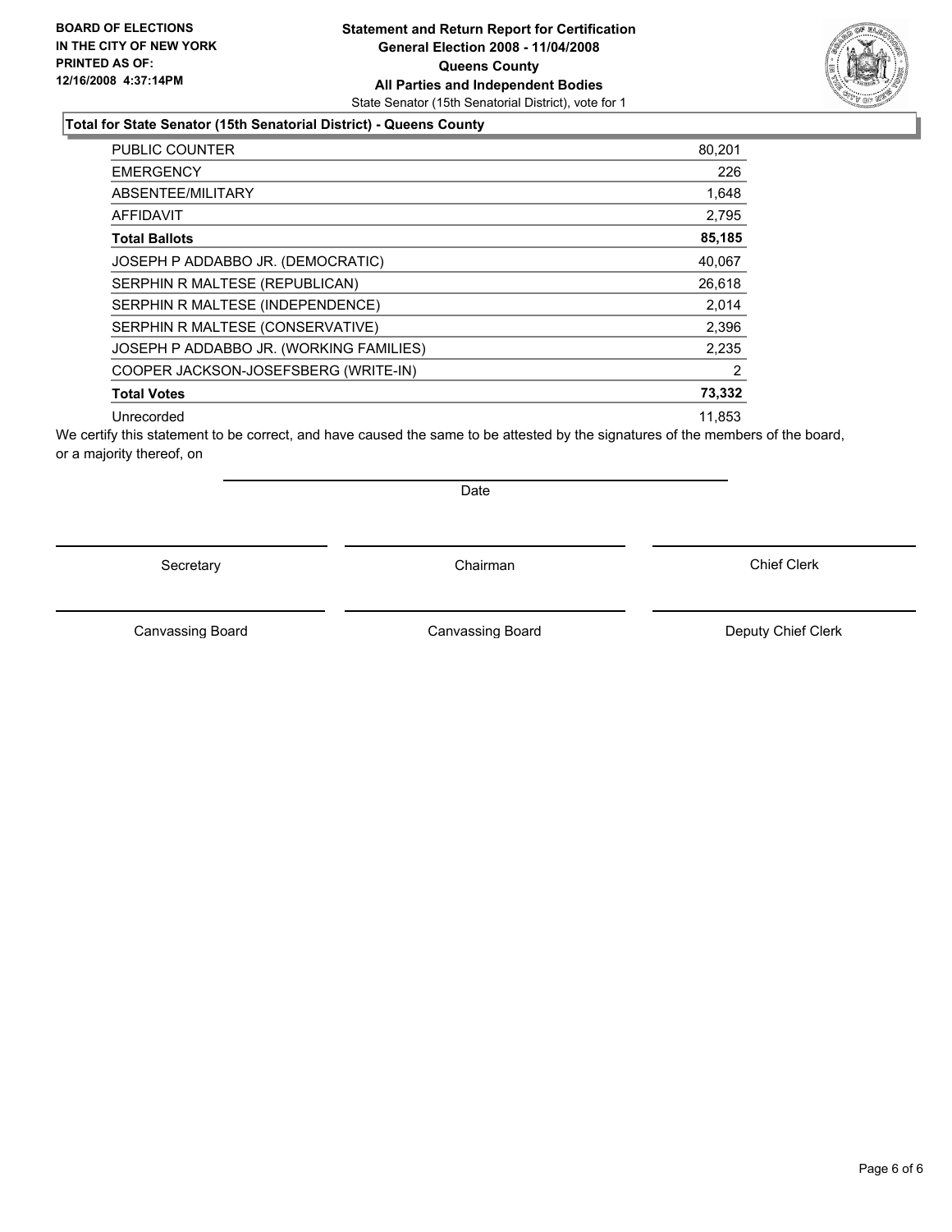**BOARD OF ELECTIONS IN THE CITY OF NEW YORK PRINTED AS OF: 12/16/2008 4:37:14PM**

# Statement and Return Report for Certification
## General Election 2008 - 11/04/2008
## Queens County
## All Parties and Independent Bodies

State Senator (15th Senatorial District), vote for 1

### Total for State Senator (15th Senatorial District) - Queens County

| | |
|---|---|
| PUBLIC COUNTER | 80,201 |
| EMERGENCY | 226 |
| ABSENTEE/MILITARY | 1,648 |
| AFFIDAVIT | 2,795 |
| **Total Ballots** | **85,185** |
| JOSEPH P ADDABBO JR. (DEMOCRATIC) | 40,067 |
| SERPHIN R MALTESE (REPUBLICAN) | 26,618 |
| SERPHIN R MALTESE (INDEPENDENCE) | 2,014 |
| SERPHIN R MALTESE (CONSERVATIVE) | 2,396 |
| JOSEPH P ADDABBO JR. (WORKING FAMILIES) | 2,235 |
| COOPER JACKSON-JOSEFSBERG (WRITE-IN) | 2 |
| **Total Votes** | **73,332** |
| Unrecorded | 11,853 |

We certify this statement to be correct, and have caused the same to be attested by the signatures of the members of the board, or a majority thereof, on

Date

Secretary    Chairman    Chief Clerk

Canvassing Board    Canvassing Board    Deputy Chief Clerk